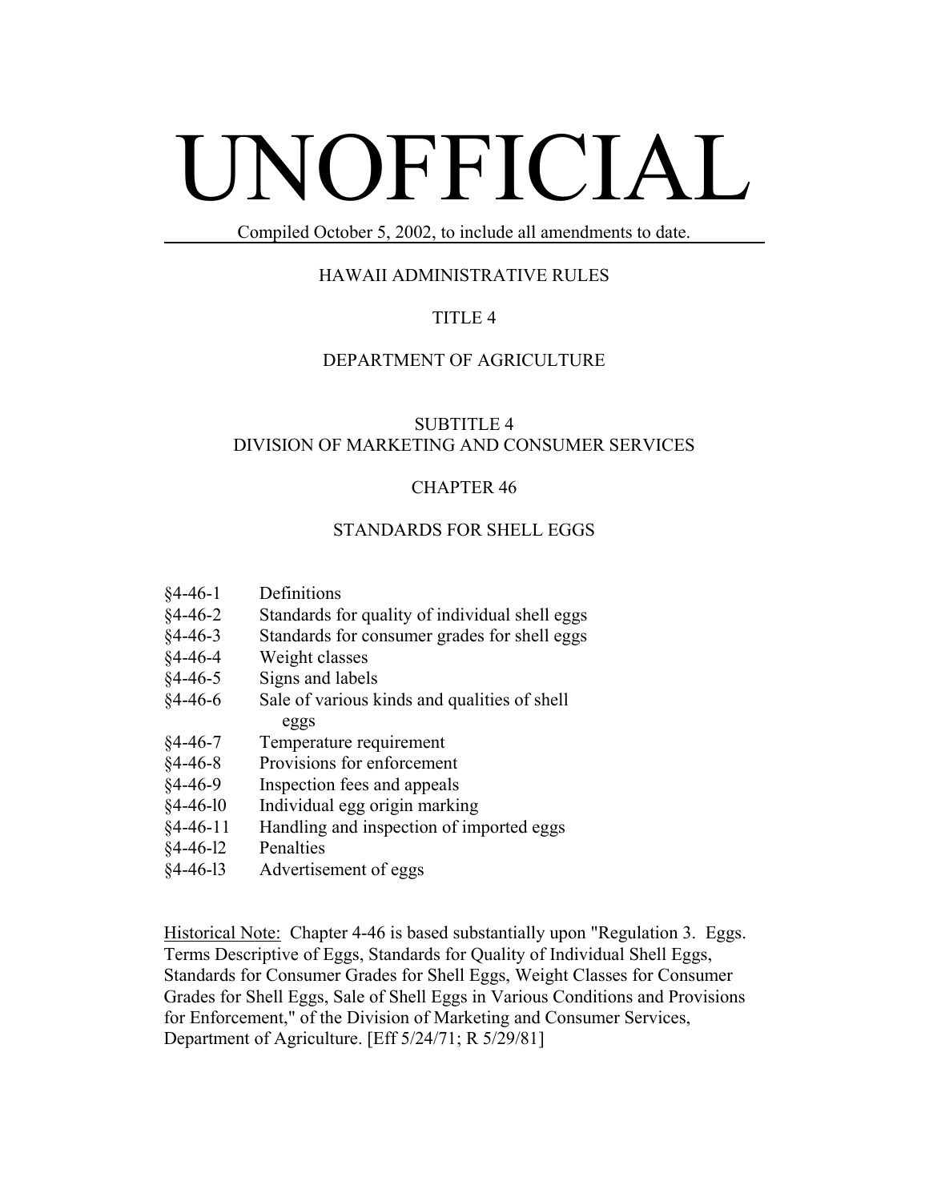# UNOFFICIAL

Compiled October 5, 2002, to include all amendments to date.

HAWAII ADMINISTRATIVE RULES

TITLE 4

DEPARTMENT OF AGRICULTURE

SUBTITLE 4
DIVISION OF MARKETING AND CONSUMER SERVICES

CHAPTER 46

STANDARDS FOR SHELL EGGS

§4-46-1 Definitions
§4-46-2 Standards for quality of individual shell eggs
§4-46-3 Standards for consumer grades for shell eggs
§4-46-4 Weight classes
§4-46-5 Signs and labels
§4-46-6 Sale of various kinds and qualities of shell eggs
§4-46-7 Temperature requirement
§4-46-8 Provisions for enforcement
§4-46-9 Inspection fees and appeals
§4-46-l0 Individual egg origin marking
§4-46-11 Handling and inspection of imported eggs
§4-46-l2 Penalties
§4-46-l3 Advertisement of eggs

Historical Note: Chapter 4-46 is based substantially upon "Regulation 3. Eggs. Terms Descriptive of Eggs, Standards for Quality of Individual Shell Eggs, Standards for Consumer Grades for Shell Eggs, Weight Classes for Consumer Grades for Shell Eggs, Sale of Shell Eggs in Various Conditions and Provisions for Enforcement," of the Division of Marketing and Consumer Services, Department of Agriculture. [Eff 5/24/71; R 5/29/81]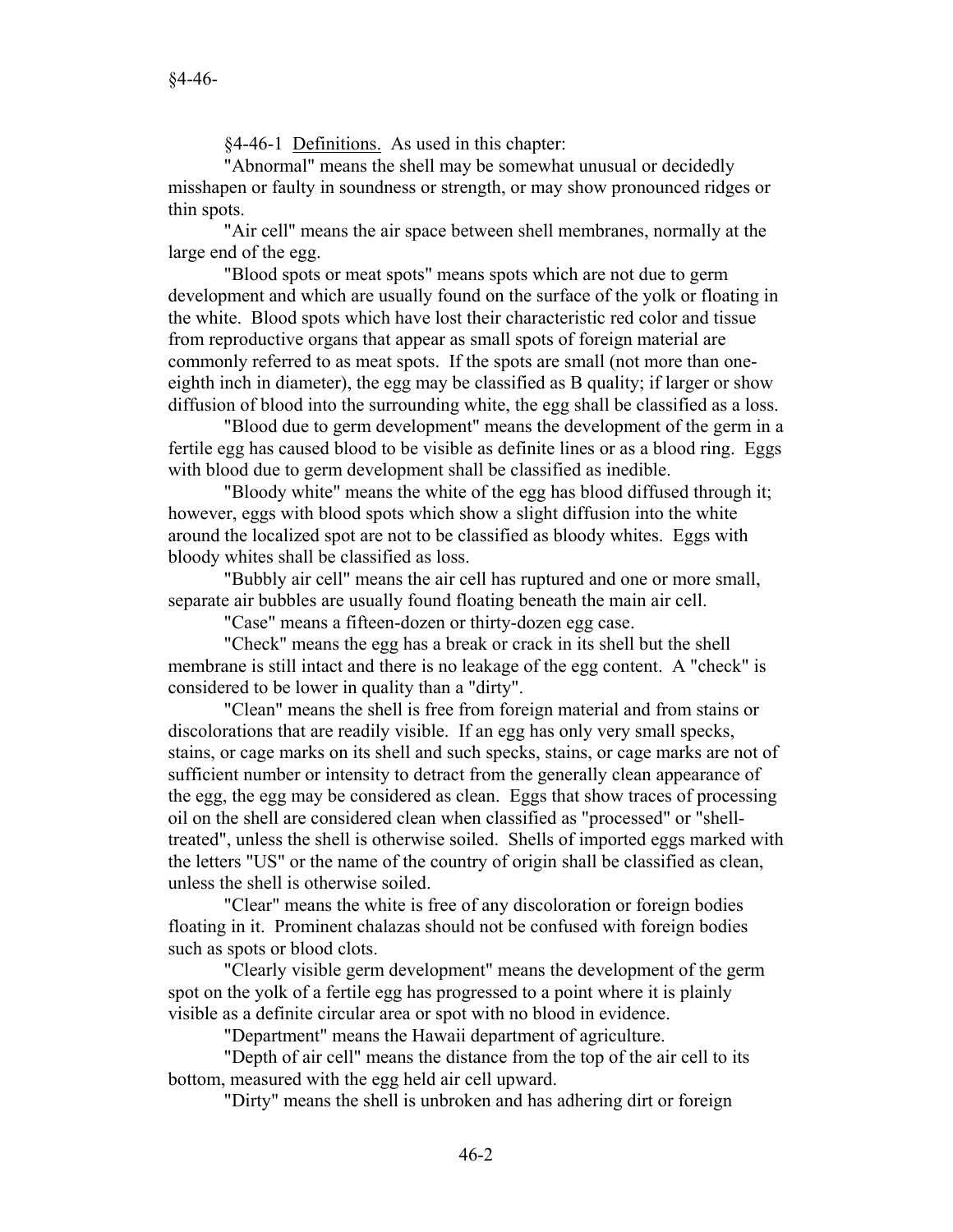§4-46-1 Definitions. As used in this chapter:

"Abnormal" means the shell may be somewhat unusual or decidedly misshapen or faulty in soundness or strength, or may show pronounced ridges or thin spots.

"Air cell" means the air space between shell membranes, normally at the large end of the egg.

"Blood spots or meat spots" means spots which are not due to germ development and which are usually found on the surface of the yolk or floating in the white. Blood spots which have lost their characteristic red color and tissue from reproductive organs that appear as small spots of foreign material are commonly referred to as meat spots. If the spots are small (not more than one-eighth inch in diameter), the egg may be classified as B quality; if larger or show diffusion of blood into the surrounding white, the egg shall be classified as a loss.

"Blood due to germ development" means the development of the germ in a fertile egg has caused blood to be visible as definite lines or as a blood ring. Eggs with blood due to germ development shall be classified as inedible.

"Bloody white" means the white of the egg has blood diffused through it; however, eggs with blood spots which show a slight diffusion into the white around the localized spot are not to be classified as bloody whites. Eggs with bloody whites shall be classified as loss.

"Bubbly air cell" means the air cell has ruptured and one or more small, separate air bubbles are usually found floating beneath the main air cell.

"Case" means a fifteen-dozen or thirty-dozen egg case.

"Check" means the egg has a break or crack in its shell but the shell membrane is still intact and there is no leakage of the egg content. A "check" is considered to be lower in quality than a "dirty".

"Clean" means the shell is free from foreign material and from stains or discolorations that are readily visible. If an egg has only very small specks, stains, or cage marks on its shell and such specks, stains, or cage marks are not of sufficient number or intensity to detract from the generally clean appearance of the egg, the egg may be considered as clean. Eggs that show traces of processing oil on the shell are considered clean when classified as "processed" or "shell-treated", unless the shell is otherwise soiled. Shells of imported eggs marked with the letters "US" or the name of the country of origin shall be classified as clean, unless the shell is otherwise soiled.

"Clear" means the white is free of any discoloration or foreign bodies floating in it. Prominent chalazas should not be confused with foreign bodies such as spots or blood clots.

"Clearly visible germ development" means the development of the germ spot on the yolk of a fertile egg has progressed to a point where it is plainly visible as a definite circular area or spot with no blood in evidence.

"Department" means the Hawaii department of agriculture.

"Depth of air cell" means the distance from the top of the air cell to its bottom, measured with the egg held air cell upward.

"Dirty" means the shell is unbroken and has adhering dirt or foreign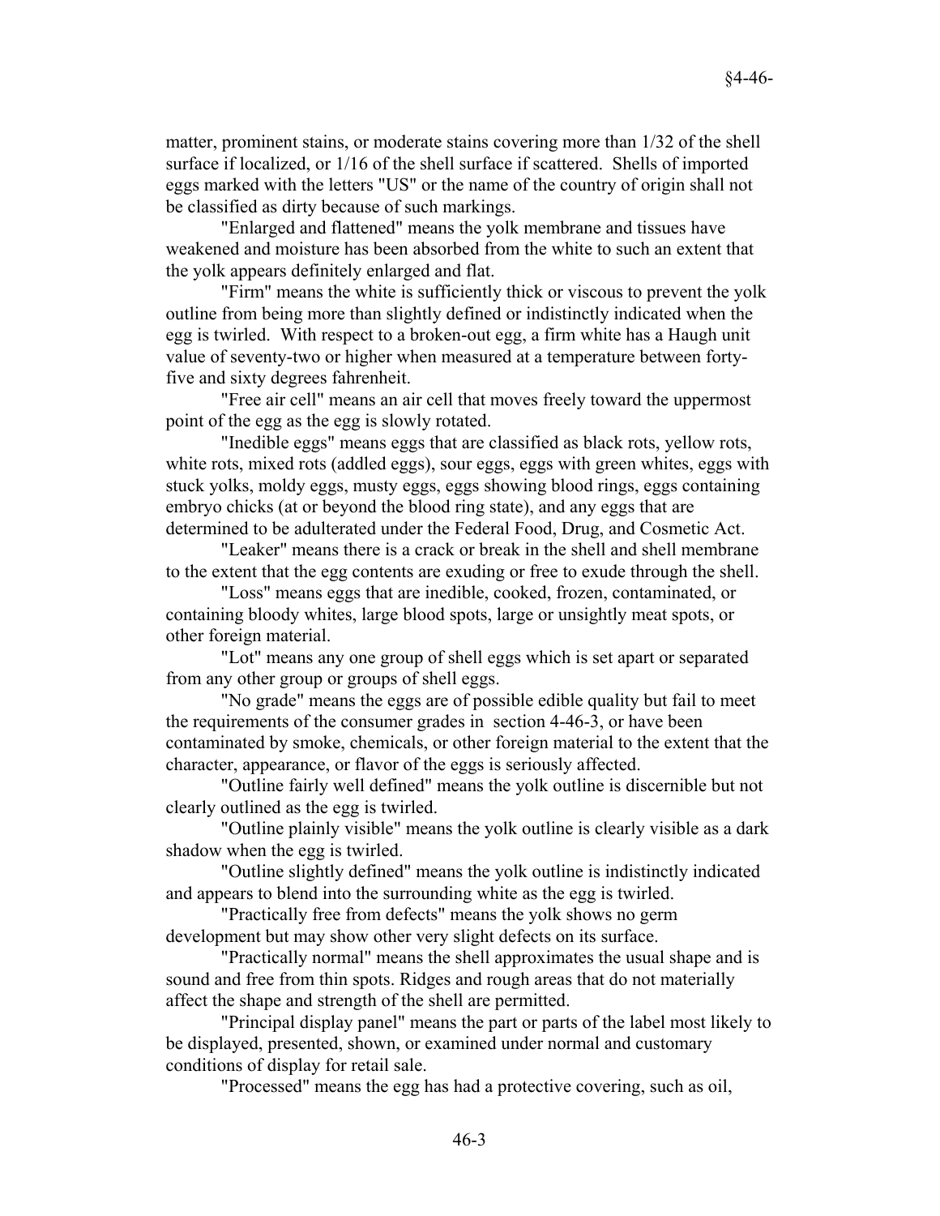matter, prominent stains, or moderate stains covering more than 1/32 of the shell surface if localized, or 1/16 of the shell surface if scattered. Shells of imported eggs marked with the letters "US" or the name of the country of origin shall not be classified as dirty because of such markings.

"Enlarged and flattened" means the yolk membrane and tissues have weakened and moisture has been absorbed from the white to such an extent that the yolk appears definitely enlarged and flat.

"Firm" means the white is sufficiently thick or viscous to prevent the yolk outline from being more than slightly defined or indistinctly indicated when the egg is twirled. With respect to a broken-out egg, a firm white has a Haugh unit value of seventy-two or higher when measured at a temperature between forty-five and sixty degrees fahrenheit.

"Free air cell" means an air cell that moves freely toward the uppermost point of the egg as the egg is slowly rotated.

"Inedible eggs" means eggs that are classified as black rots, yellow rots, white rots, mixed rots (addled eggs), sour eggs, eggs with green whites, eggs with stuck yolks, moldy eggs, musty eggs, eggs showing blood rings, eggs containing embryo chicks (at or beyond the blood ring state), and any eggs that are determined to be adulterated under the Federal Food, Drug, and Cosmetic Act.

"Leaker" means there is a crack or break in the shell and shell membrane to the extent that the egg contents are exuding or free to exude through the shell.

"Loss" means eggs that are inedible, cooked, frozen, contaminated, or containing bloody whites, large blood spots, large or unsightly meat spots, or other foreign material.

"Lot" means any one group of shell eggs which is set apart or separated from any other group or groups of shell eggs.

"No grade" means the eggs are of possible edible quality but fail to meet the requirements of the consumer grades in section 4-46-3, or have been contaminated by smoke, chemicals, or other foreign material to the extent that the character, appearance, or flavor of the eggs is seriously affected.

"Outline fairly well defined" means the yolk outline is discernible but not clearly outlined as the egg is twirled.

"Outline plainly visible" means the yolk outline is clearly visible as a dark shadow when the egg is twirled.

"Outline slightly defined" means the yolk outline is indistinctly indicated and appears to blend into the surrounding white as the egg is twirled.

"Practically free from defects" means the yolk shows no germ development but may show other very slight defects on its surface.

"Practically normal" means the shell approximates the usual shape and is sound and free from thin spots. Ridges and rough areas that do not materially affect the shape and strength of the shell are permitted.

"Principal display panel" means the part or parts of the label most likely to be displayed, presented, shown, or examined under normal and customary conditions of display for retail sale.

"Processed" means the egg has had a protective covering, such as oil,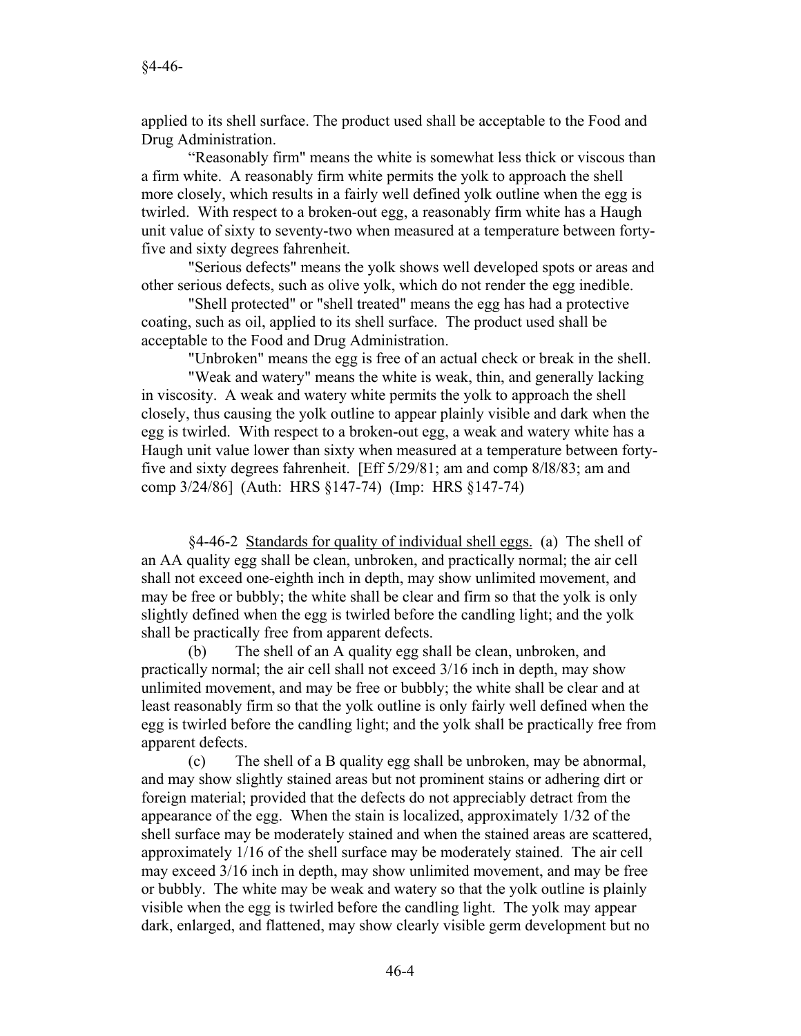applied to its shell surface. The product used shall be acceptable to the Food and Drug Administration.

"Reasonably firm" means the white is somewhat less thick or viscous than a firm white. A reasonably firm white permits the yolk to approach the shell more closely, which results in a fairly well defined yolk outline when the egg is twirled. With respect to a broken-out egg, a reasonably firm white has a Haugh unit value of sixty to seventy-two when measured at a temperature between forty-five and sixty degrees fahrenheit.

"Serious defects" means the yolk shows well developed spots or areas and other serious defects, such as olive yolk, which do not render the egg inedible.

"Shell protected" or "shell treated" means the egg has had a protective coating, such as oil, applied to its shell surface. The product used shall be acceptable to the Food and Drug Administration.

"Unbroken" means the egg is free of an actual check or break in the shell.

"Weak and watery" means the white is weak, thin, and generally lacking in viscosity. A weak and watery white permits the yolk to approach the shell closely, thus causing the yolk outline to appear plainly visible and dark when the egg is twirled. With respect to a broken-out egg, a weak and watery white has a Haugh unit value lower than sixty when measured at a temperature between forty-five and sixty degrees fahrenheit. [Eff 5/29/81; am and comp 8/18/83; am and comp 3/24/86] (Auth: HRS §147-74) (Imp: HRS §147-74)

§4-46-2 Standards for quality of individual shell eggs. (a) The shell of an AA quality egg shall be clean, unbroken, and practically normal; the air cell shall not exceed one-eighth inch in depth, may show unlimited movement, and may be free or bubbly; the white shall be clear and firm so that the yolk is only slightly defined when the egg is twirled before the candling light; and the yolk shall be practically free from apparent defects.

(b) The shell of an A quality egg shall be clean, unbroken, and practically normal; the air cell shall not exceed 3/16 inch in depth, may show unlimited movement, and may be free or bubbly; the white shall be clear and at least reasonably firm so that the yolk outline is only fairly well defined when the egg is twirled before the candling light; and the yolk shall be practically free from apparent defects.

(c) The shell of a B quality egg shall be unbroken, may be abnormal, and may show slightly stained areas but not prominent stains or adhering dirt or foreign material; provided that the defects do not appreciably detract from the appearance of the egg. When the stain is localized, approximately 1/32 of the shell surface may be moderately stained and when the stained areas are scattered, approximately 1/16 of the shell surface may be moderately stained. The air cell may exceed 3/16 inch in depth, may show unlimited movement, and may be free or bubbly. The white may be weak and watery so that the yolk outline is plainly visible when the egg is twirled before the candling light. The yolk may appear dark, enlarged, and flattened, may show clearly visible germ development but no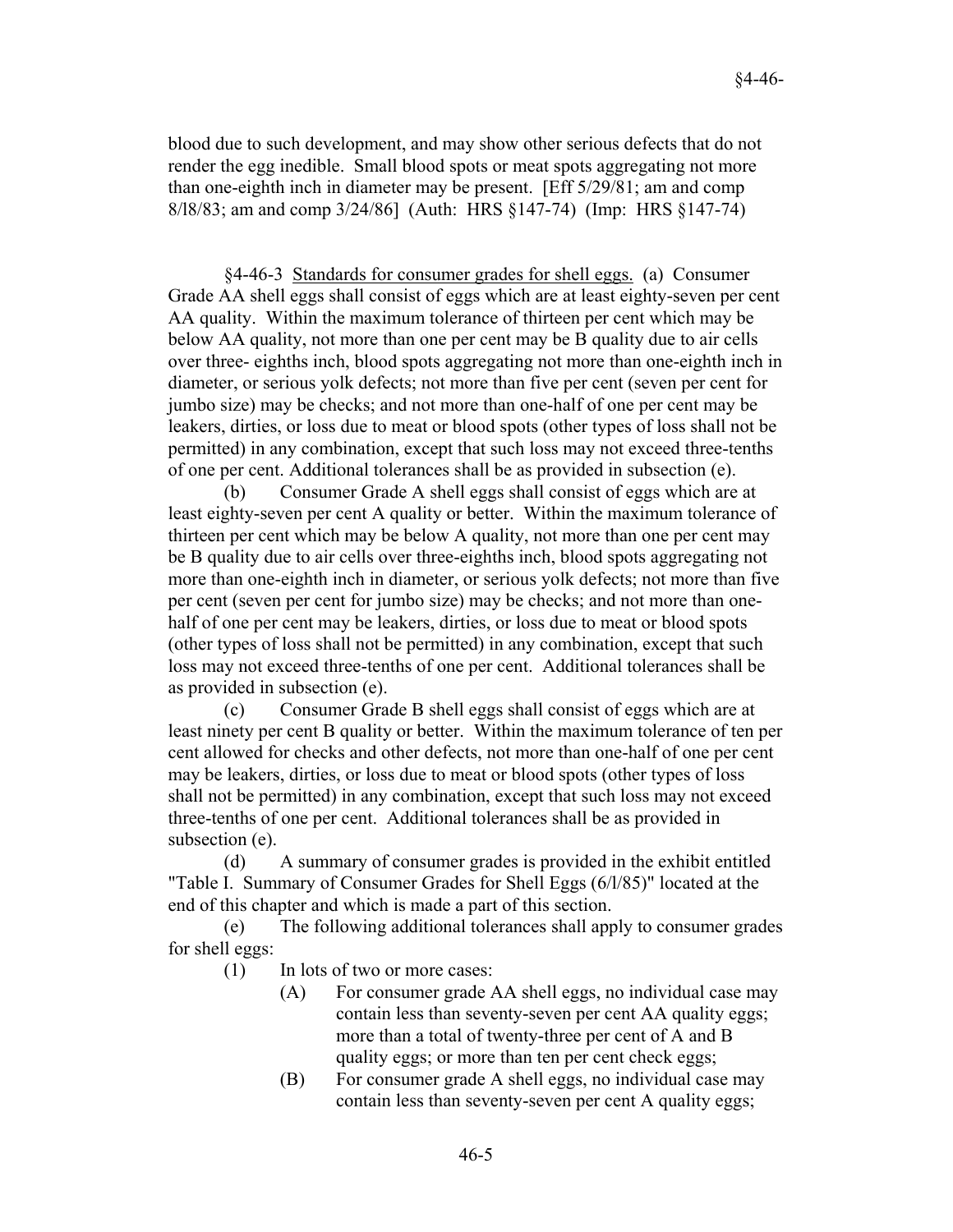blood due to such development, and may show other serious defects that do not render the egg inedible. Small blood spots or meat spots aggregating not more than one-eighth inch in diameter may be present. [Eff 5/29/81; am and comp 8/18/83; am and comp 3/24/86] (Auth: HRS §147-74) (Imp: HRS §147-74)

§4-46-3 Standards for consumer grades for shell eggs. (a) Consumer Grade AA shell eggs shall consist of eggs which are at least eighty-seven per cent AA quality. Within the maximum tolerance of thirteen per cent which may be below AA quality, not more than one per cent may be B quality due to air cells over three- eighths inch, blood spots aggregating not more than one-eighth inch in diameter, or serious yolk defects; not more than five per cent (seven per cent for jumbo size) may be checks; and not more than one-half of one per cent may be leakers, dirties, or loss due to meat or blood spots (other types of loss shall not be permitted) in any combination, except that such loss may not exceed three-tenths of one per cent. Additional tolerances shall be as provided in subsection (e).

(b) Consumer Grade A shell eggs shall consist of eggs which are at least eighty-seven per cent A quality or better. Within the maximum tolerance of thirteen per cent which may be below A quality, not more than one per cent may be B quality due to air cells over three-eighths inch, blood spots aggregating not more than one-eighth inch in diameter, or serious yolk defects; not more than five per cent (seven per cent for jumbo size) may be checks; and not more than one-half of one per cent may be leakers, dirties, or loss due to meat or blood spots (other types of loss shall not be permitted) in any combination, except that such loss may not exceed three-tenths of one per cent. Additional tolerances shall be as provided in subsection (e).

(c) Consumer Grade B shell eggs shall consist of eggs which are at least ninety per cent B quality or better. Within the maximum tolerance of ten per cent allowed for checks and other defects, not more than one-half of one per cent may be leakers, dirties, or loss due to meat or blood spots (other types of loss shall not be permitted) in any combination, except that such loss may not exceed three-tenths of one per cent. Additional tolerances shall be as provided in subsection (e).

(d) A summary of consumer grades is provided in the exhibit entitled "Table I. Summary of Consumer Grades for Shell Eggs (6/1/85)" located at the end of this chapter and which is made a part of this section.

(e) The following additional tolerances shall apply to consumer grades for shell eggs:

(1) In lots of two or more cases:

(A) For consumer grade AA shell eggs, no individual case may contain less than seventy-seven per cent AA quality eggs; more than a total of twenty-three per cent of A and B quality eggs; or more than ten per cent check eggs;

(B) For consumer grade A shell eggs, no individual case may contain less than seventy-seven per cent A quality eggs;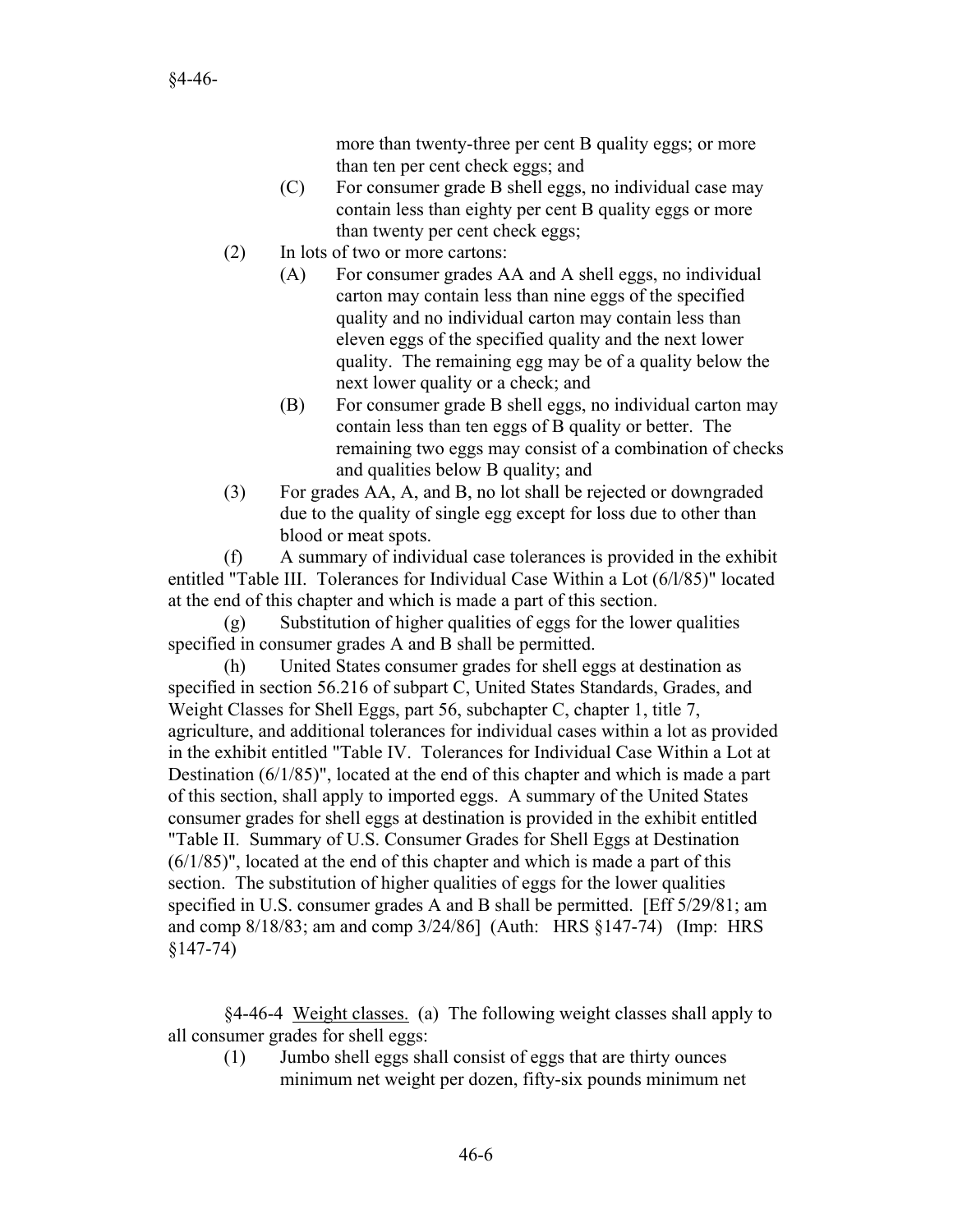more than twenty-three per cent B quality eggs; or more than ten per cent check eggs; and

(C) For consumer grade B shell eggs, no individual case may contain less than eighty per cent B quality eggs or more than twenty per cent check eggs;

(2) In lots of two or more cartons:

(A) For consumer grades AA and A shell eggs, no individual carton may contain less than nine eggs of the specified quality and no individual carton may contain less than eleven eggs of the specified quality and the next lower quality. The remaining egg may be of a quality below the next lower quality or a check; and

(B) For consumer grade B shell eggs, no individual carton may contain less than ten eggs of B quality or better. The remaining two eggs may consist of a combination of checks and qualities below B quality; and

(3) For grades AA, A, and B, no lot shall be rejected or downgraded due to the quality of single egg except for loss due to other than blood or meat spots.

(f) A summary of individual case tolerances is provided in the exhibit entitled "Table III. Tolerances for Individual Case Within a Lot (6/l/85)" located at the end of this chapter and which is made a part of this section.

(g) Substitution of higher qualities of eggs for the lower qualities specified in consumer grades A and B shall be permitted.

(h) United States consumer grades for shell eggs at destination as specified in section 56.216 of subpart C, United States Standards, Grades, and Weight Classes for Shell Eggs, part 56, subchapter C, chapter 1, title 7, agriculture, and additional tolerances for individual cases within a lot as provided in the exhibit entitled "Table IV. Tolerances for Individual Case Within a Lot at Destination (6/1/85)", located at the end of this chapter and which is made a part of this section, shall apply to imported eggs. A summary of the United States consumer grades for shell eggs at destination is provided in the exhibit entitled "Table II. Summary of U.S. Consumer Grades for Shell Eggs at Destination (6/1/85)", located at the end of this chapter and which is made a part of this section. The substitution of higher qualities of eggs for the lower qualities specified in U.S. consumer grades A and B shall be permitted. [Eff 5/29/81; am and comp 8/18/83; am and comp 3/24/86] (Auth: HRS §147-74) (Imp: HRS §147-74)

§4-46-4 Weight classes. (a) The following weight classes shall apply to all consumer grades for shell eggs:

(1) Jumbo shell eggs shall consist of eggs that are thirty ounces minimum net weight per dozen, fifty-six pounds minimum net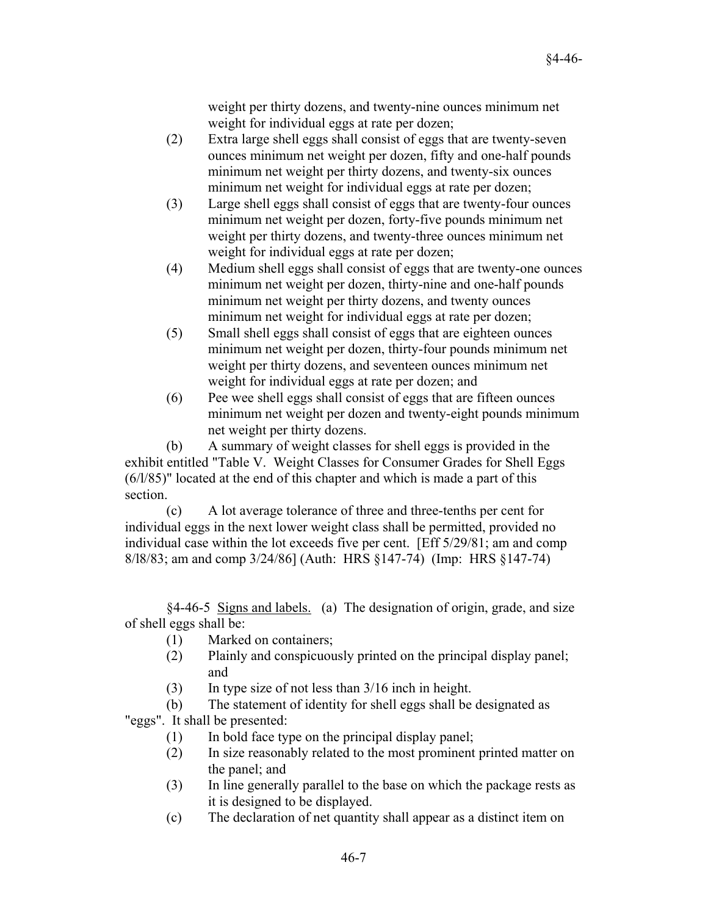weight per thirty dozens, and twenty-nine ounces minimum net weight for individual eggs at rate per dozen;

(2) Extra large shell eggs shall consist of eggs that are twenty-seven ounces minimum net weight per dozen, fifty and one-half pounds minimum net weight per thirty dozens, and twenty-six ounces minimum net weight for individual eggs at rate per dozen;

(3) Large shell eggs shall consist of eggs that are twenty-four ounces minimum net weight per dozen, forty-five pounds minimum net weight per thirty dozens, and twenty-three ounces minimum net weight for individual eggs at rate per dozen;

(4) Medium shell eggs shall consist of eggs that are twenty-one ounces minimum net weight per dozen, thirty-nine and one-half pounds minimum net weight per thirty dozens, and twenty ounces minimum net weight for individual eggs at rate per dozen;

(5) Small shell eggs shall consist of eggs that are eighteen ounces minimum net weight per dozen, thirty-four pounds minimum net weight per thirty dozens, and seventeen ounces minimum net weight for individual eggs at rate per dozen; and

(6) Pee wee shell eggs shall consist of eggs that are fifteen ounces minimum net weight per dozen and twenty-eight pounds minimum net weight per thirty dozens.

(b) A summary of weight classes for shell eggs is provided in the exhibit entitled "Table V. Weight Classes for Consumer Grades for Shell Eggs (6/l/85)" located at the end of this chapter and which is made a part of this section.

(c) A lot average tolerance of three and three-tenths per cent for individual eggs in the next lower weight class shall be permitted, provided no individual case within the lot exceeds five per cent. [Eff 5/29/81; am and comp 8/l8/83; am and comp 3/24/86] (Auth: HRS §147-74) (Imp: HRS §147-74)

§4-46-5 Signs and labels. (a) The designation of origin, grade, and size of shell eggs shall be:

(1) Marked on containers;

(2) Plainly and conspicuously printed on the principal display panel; and

(3) In type size of not less than 3/16 inch in height.

(b) The statement of identity for shell eggs shall be designated as "eggs". It shall be presented:

(1) In bold face type on the principal display panel;

(2) In size reasonably related to the most prominent printed matter on the panel; and

(3) In line generally parallel to the base on which the package rests as it is designed to be displayed.

(c) The declaration of net quantity shall appear as a distinct item on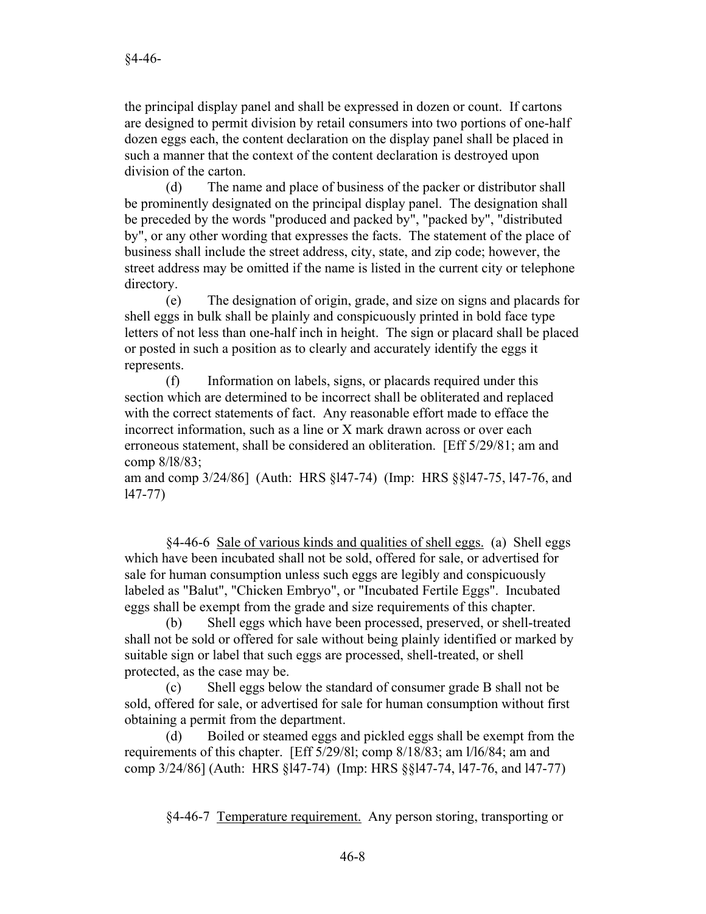the principal display panel and shall be expressed in dozen or count. If cartons are designed to permit division by retail consumers into two portions of one-half dozen eggs each, the content declaration on the display panel shall be placed in such a manner that the context of the content declaration is destroyed upon division of the carton.

(d) The name and place of business of the packer or distributor shall be prominently designated on the principal display panel. The designation shall be preceded by the words "produced and packed by", "packed by", "distributed by", or any other wording that expresses the facts. The statement of the place of business shall include the street address, city, state, and zip code; however, the street address may be omitted if the name is listed in the current city or telephone directory.

(e) The designation of origin, grade, and size on signs and placards for shell eggs in bulk shall be plainly and conspicuously printed in bold face type letters of not less than one-half inch in height. The sign or placard shall be placed or posted in such a position as to clearly and accurately identify the eggs it represents.

(f) Information on labels, signs, or placards required under this section which are determined to be incorrect shall be obliterated and replaced with the correct statements of fact. Any reasonable effort made to efface the incorrect information, such as a line or X mark drawn across or over each erroneous statement, shall be considered an obliteration. [Eff 5/29/81; am and comp 8/l8/83;
am and comp 3/24/86] (Auth: HRS §l47-74) (Imp: HRS §§l47-75, l47-76, and l47-77)

§4-46-6 Sale of various kinds and qualities of shell eggs. (a) Shell eggs which have been incubated shall not be sold, offered for sale, or advertised for sale for human consumption unless such eggs are legibly and conspicuously labeled as "Balut", "Chicken Embryo", or "Incubated Fertile Eggs". Incubated eggs shall be exempt from the grade and size requirements of this chapter.

(b) Shell eggs which have been processed, preserved, or shell-treated shall not be sold or offered for sale without being plainly identified or marked by suitable sign or label that such eggs are processed, shell-treated, or shell protected, as the case may be.

(c) Shell eggs below the standard of consumer grade B shall not be sold, offered for sale, or advertised for sale for human consumption without first obtaining a permit from the department.

(d) Boiled or steamed eggs and pickled eggs shall be exempt from the requirements of this chapter. [Eff 5/29/8l; comp 8/18/83; am l/l6/84; am and comp 3/24/86] (Auth: HRS §l47-74) (Imp: HRS §§l47-74, l47-76, and l47-77)

§4-46-7 Temperature requirement. Any person storing, transporting or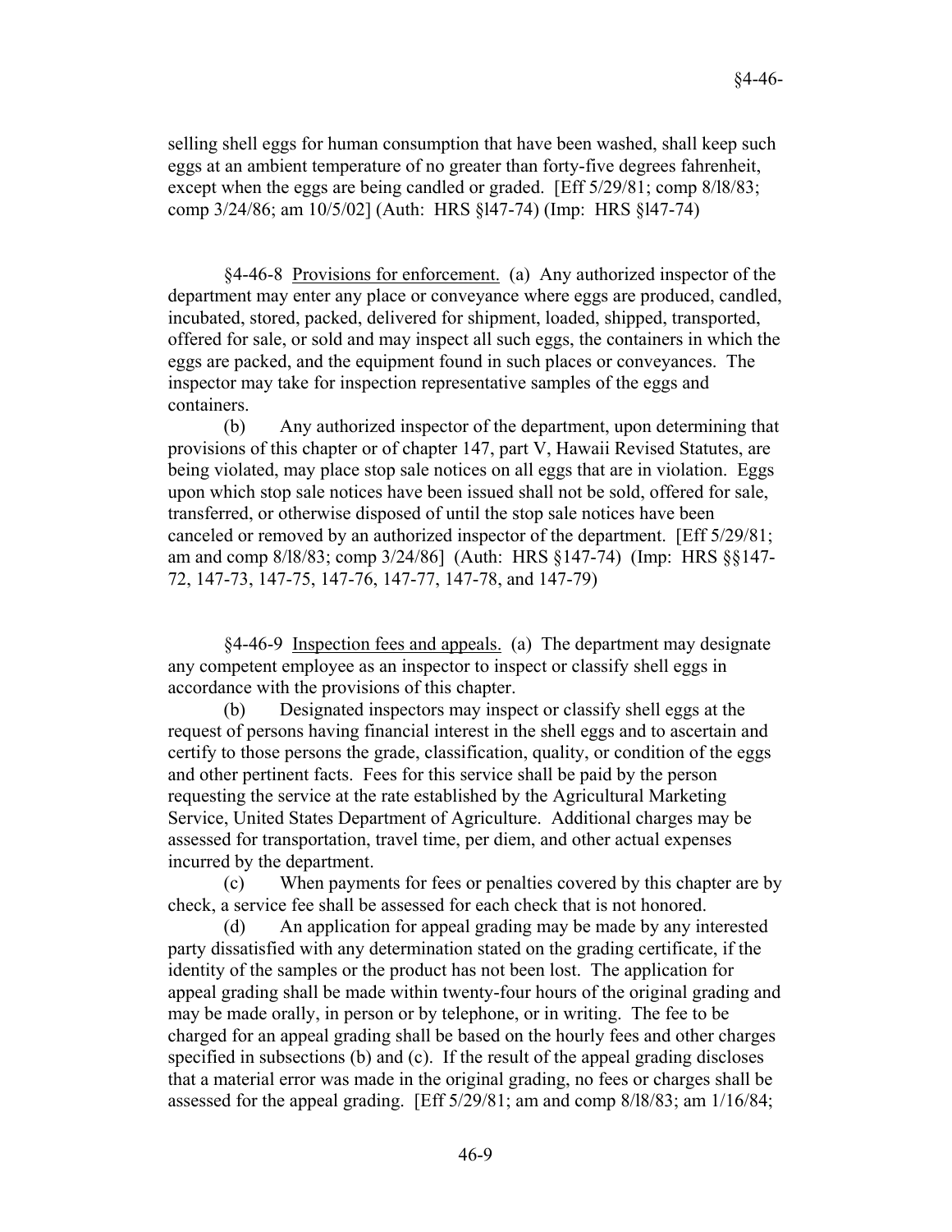selling shell eggs for human consumption that have been washed, shall keep such eggs at an ambient temperature of no greater than forty-five degrees fahrenheit, except when the eggs are being candled or graded. [Eff 5/29/81; comp 8/l8/83; comp 3/24/86; am 10/5/02] (Auth: HRS §l47-74) (Imp: HRS §l47-74)

§4-46-8 Provisions for enforcement. (a) Any authorized inspector of the department may enter any place or conveyance where eggs are produced, candled, incubated, stored, packed, delivered for shipment, loaded, shipped, transported, offered for sale, or sold and may inspect all such eggs, the containers in which the eggs are packed, and the equipment found in such places or conveyances. The inspector may take for inspection representative samples of the eggs and containers.

(b) Any authorized inspector of the department, upon determining that provisions of this chapter or of chapter 147, part V, Hawaii Revised Statutes, are being violated, may place stop sale notices on all eggs that are in violation. Eggs upon which stop sale notices have been issued shall not be sold, offered for sale, transferred, or otherwise disposed of until the stop sale notices have been canceled or removed by an authorized inspector of the department. [Eff 5/29/81; am and comp 8/l8/83; comp 3/24/86] (Auth: HRS §147-74) (Imp: HRS §§147-72, 147-73, 147-75, 147-76, 147-77, 147-78, and 147-79)

§4-46-9 Inspection fees and appeals. (a) The department may designate any competent employee as an inspector to inspect or classify shell eggs in accordance with the provisions of this chapter.

(b) Designated inspectors may inspect or classify shell eggs at the request of persons having financial interest in the shell eggs and to ascertain and certify to those persons the grade, classification, quality, or condition of the eggs and other pertinent facts. Fees for this service shall be paid by the person requesting the service at the rate established by the Agricultural Marketing Service, United States Department of Agriculture. Additional charges may be assessed for transportation, travel time, per diem, and other actual expenses incurred by the department.

(c) When payments for fees or penalties covered by this chapter are by check, a service fee shall be assessed for each check that is not honored.

(d) An application for appeal grading may be made by any interested party dissatisfied with any determination stated on the grading certificate, if the identity of the samples or the product has not been lost. The application for appeal grading shall be made within twenty-four hours of the original grading and may be made orally, in person or by telephone, or in writing. The fee to be charged for an appeal grading shall be based on the hourly fees and other charges specified in subsections (b) and (c). If the result of the appeal grading discloses that a material error was made in the original grading, no fees or charges shall be assessed for the appeal grading. [Eff 5/29/81; am and comp 8/l8/83; am 1/16/84;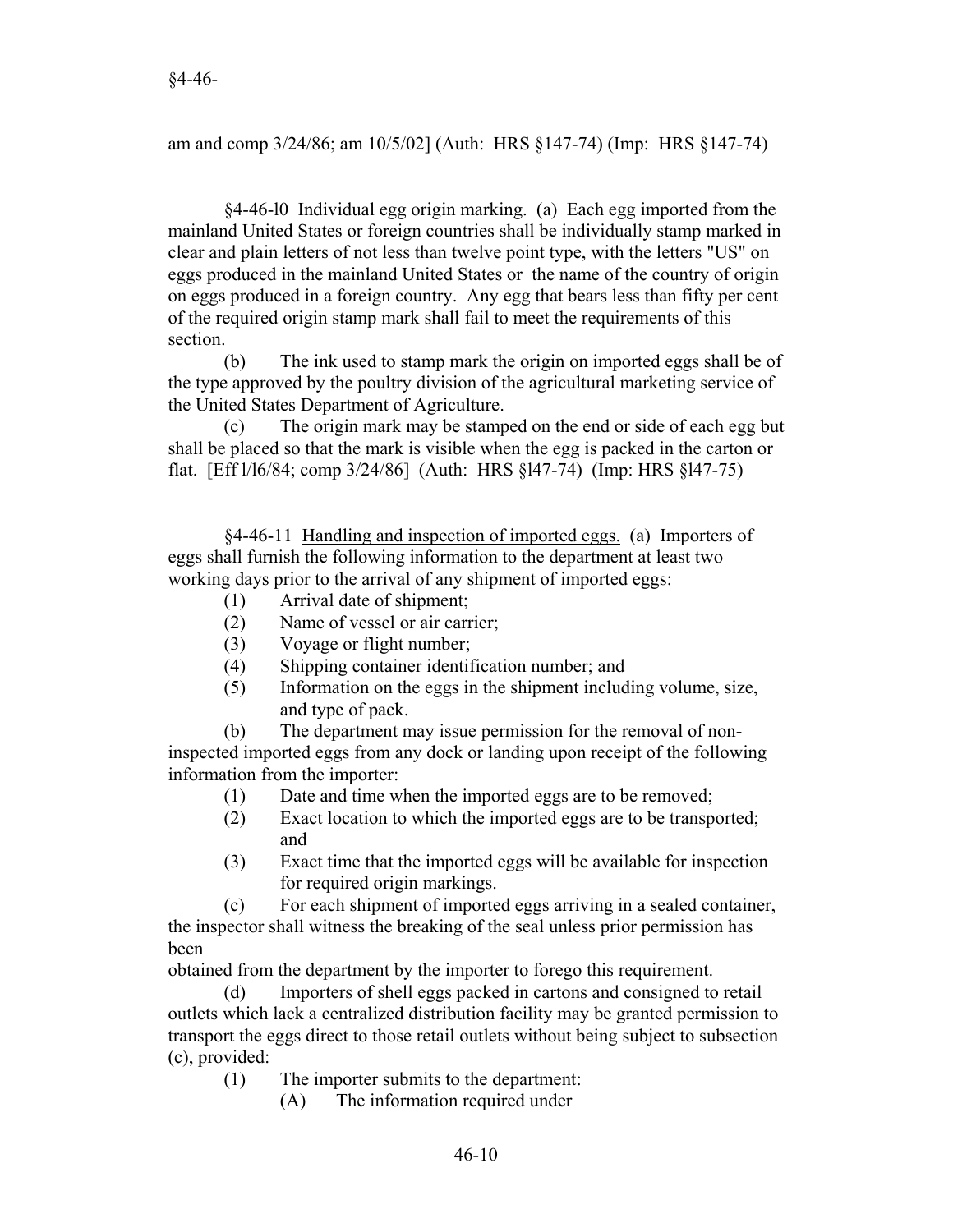am and comp 3/24/86; am 10/5/02] (Auth: HRS §147-74) (Imp: HRS §147-74)

§4-46-l0 Individual egg origin marking. (a) Each egg imported from the mainland United States or foreign countries shall be individually stamp marked in clear and plain letters of not less than twelve point type, with the letters "US" on eggs produced in the mainland United States or the name of the country of origin on eggs produced in a foreign country. Any egg that bears less than fifty per cent of the required origin stamp mark shall fail to meet the requirements of this section.

(b) The ink used to stamp mark the origin on imported eggs shall be of the type approved by the poultry division of the agricultural marketing service of the United States Department of Agriculture.

(c) The origin mark may be stamped on the end or side of each egg but shall be placed so that the mark is visible when the egg is packed in the carton or flat. [Eff l/l6/84; comp 3/24/86] (Auth: HRS §l47-74) (Imp: HRS §l47-75)

§4-46-11 Handling and inspection of imported eggs. (a) Importers of eggs shall furnish the following information to the department at least two working days prior to the arrival of any shipment of imported eggs:

(1) Arrival date of shipment;
(2) Name of vessel or air carrier;
(3) Voyage or flight number;
(4) Shipping container identification number; and
(5) Information on the eggs in the shipment including volume, size, and type of pack.

(b) The department may issue permission for the removal of non-inspected imported eggs from any dock or landing upon receipt of the following information from the importer:

(1) Date and time when the imported eggs are to be removed;
(2) Exact location to which the imported eggs are to be transported; and
(3) Exact time that the imported eggs will be available for inspection for required origin markings.

(c) For each shipment of imported eggs arriving in a sealed container, the inspector shall witness the breaking of the seal unless prior permission has been obtained from the department by the importer to forego this requirement.

(d) Importers of shell eggs packed in cartons and consigned to retail outlets which lack a centralized distribution facility may be granted permission to transport the eggs direct to those retail outlets without being subject to subsection (c), provided:

(1) The importer submits to the department:
    (A) The information required under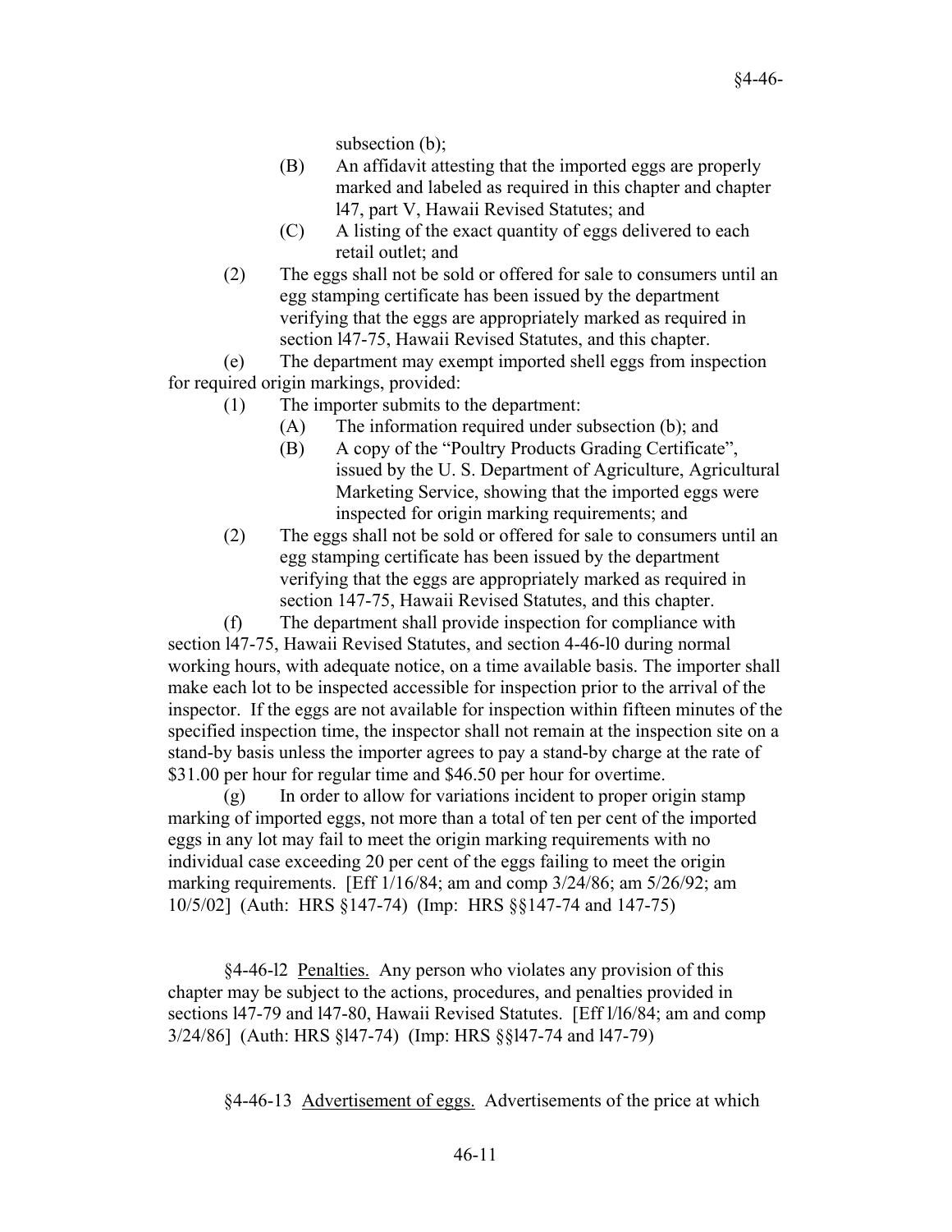subsection (b);

(B) An affidavit attesting that the imported eggs are properly marked and labeled as required in this chapter and chapter l47, part V, Hawaii Revised Statutes; and

(C) A listing of the exact quantity of eggs delivered to each retail outlet; and

(2) The eggs shall not be sold or offered for sale to consumers until an egg stamping certificate has been issued by the department verifying that the eggs are appropriately marked as required in section l47-75, Hawaii Revised Statutes, and this chapter.

(e) The department may exempt imported shell eggs from inspection for required origin markings, provided:

(1) The importer submits to the department:

(A) The information required under subsection (b); and

(B) A copy of the "Poultry Products Grading Certificate", issued by the U. S. Department of Agriculture, Agricultural Marketing Service, showing that the imported eggs were inspected for origin marking requirements; and

(2) The eggs shall not be sold or offered for sale to consumers until an egg stamping certificate has been issued by the department verifying that the eggs are appropriately marked as required in section 147-75, Hawaii Revised Statutes, and this chapter.

(f) The department shall provide inspection for compliance with section l47-75, Hawaii Revised Statutes, and section 4-46-l0 during normal working hours, with adequate notice, on a time available basis. The importer shall make each lot to be inspected accessible for inspection prior to the arrival of the inspector. If the eggs are not available for inspection within fifteen minutes of the specified inspection time, the inspector shall not remain at the inspection site on a stand-by basis unless the importer agrees to pay a stand-by charge at the rate of $31.00 per hour for regular time and $46.50 per hour for overtime.

(g) In order to allow for variations incident to proper origin stamp marking of imported eggs, not more than a total of ten per cent of the imported eggs in any lot may fail to meet the origin marking requirements with no individual case exceeding 20 per cent of the eggs failing to meet the origin marking requirements. [Eff 1/16/84; am and comp 3/24/86; am 5/26/92; am 10/5/02] (Auth: HRS §147-74) (Imp: HRS §§147-74 and 147-75)

§4-46-l2 Penalties. Any person who violates any provision of this chapter may be subject to the actions, procedures, and penalties provided in sections l47-79 and l47-80, Hawaii Revised Statutes. [Eff l/l6/84; am and comp 3/24/86] (Auth: HRS §l47-74) (Imp: HRS §§l47-74 and l47-79)

§4-46-13 Advertisement of eggs. Advertisements of the price at which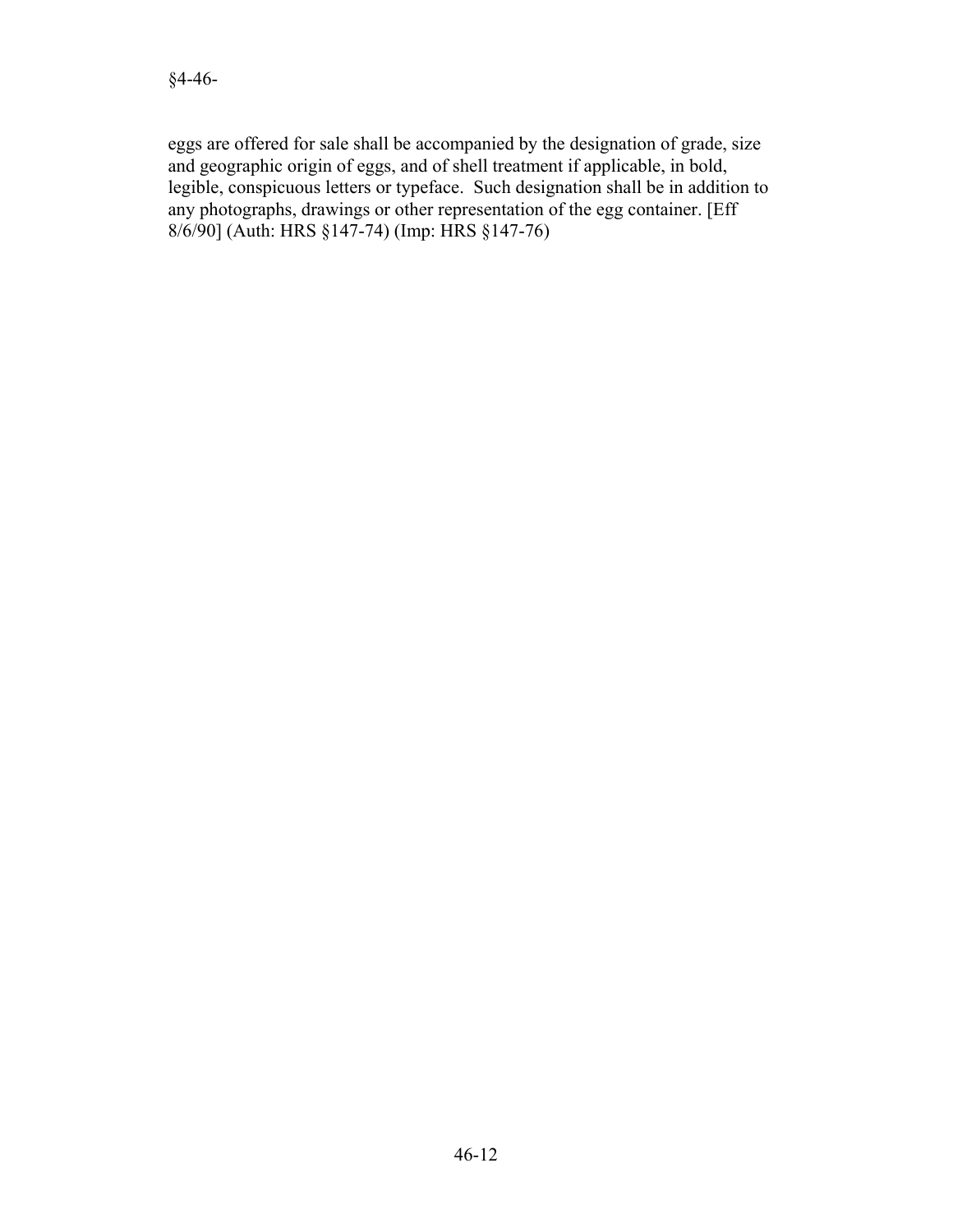eggs are offered for sale shall be accompanied by the designation of grade, size and geographic origin of eggs, and of shell treatment if applicable, in bold, legible, conspicuous letters or typeface. Such designation shall be in addition to any photographs, drawings or other representation of the egg container. [Eff 8/6/90] (Auth: HRS §147-74) (Imp: HRS §147-76)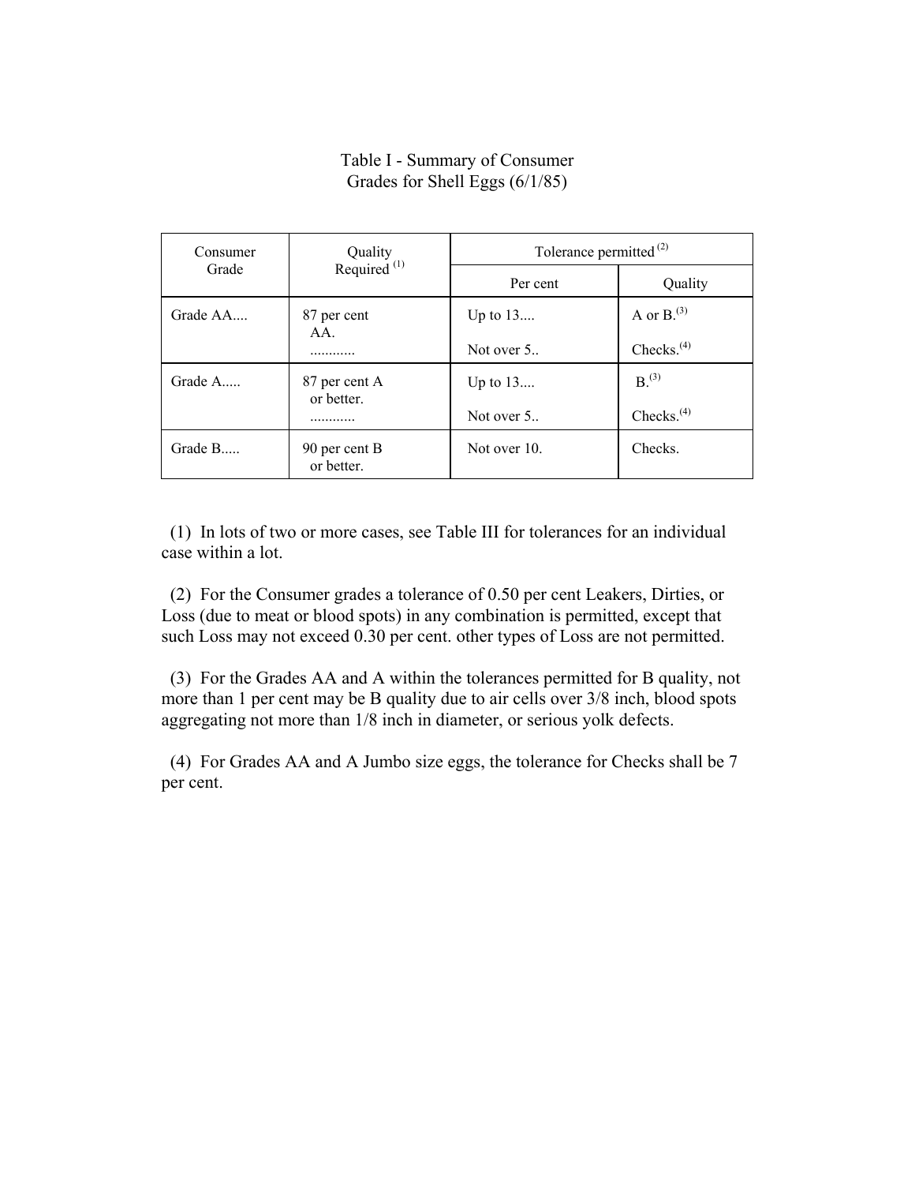# Table I - Summary of Consumer Grades for Shell Eggs (6/1/85)

| Consumer Grade | Quality Required (1) | Tolerance permitted (2) | |
|---|---|---|---|
| | | Per cent | Quality |
| Grade AA.... | 87 per cent AA. | Up to 13.... | A or B.(3) |
| | ........... | Not over 5.. | Checks.(4) |
| Grade A..... | 87 per cent A or better. | Up to 13.... | B.(3) |
| | ........... | Not over 5.. | Checks.(4) |
| Grade B..... | 90 per cent B or better. | Not over 10. | Checks. |

(1) In lots of two or more cases, see Table III for tolerances for an individual case within a lot.

(2) For the Consumer grades a tolerance of 0.50 per cent Leakers, Dirties, or Loss (due to meat or blood spots) in any combination is permitted, except that such Loss may not exceed 0.30 per cent. other types of Loss are not permitted.

(3) For the Grades AA and A within the tolerances permitted for B quality, not more than 1 per cent may be B quality due to air cells over 3/8 inch, blood spots aggregating not more than 1/8 inch in diameter, or serious yolk defects.

(4) For Grades AA and A Jumbo size eggs, the tolerance for Checks shall be 7 per cent.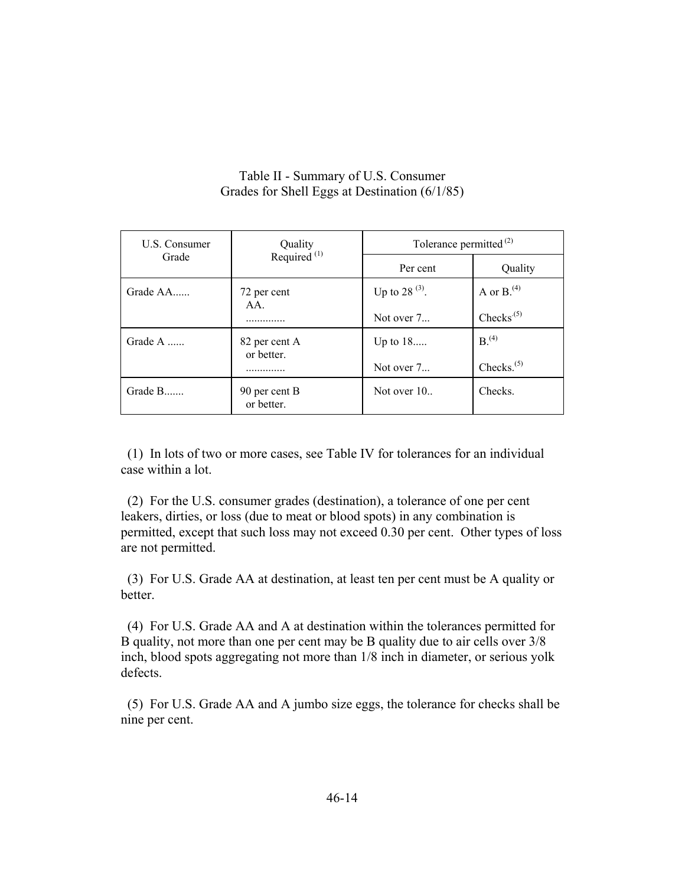Table II - Summary of U.S. Consumer Grades for Shell Eggs at Destination (6/1/85)

| U.S. Consumer Grade | Quality Required [1] | Tolerance permitted [2] | |
|---|---|---|---|
| | | Per cent | Quality |
| Grade AA...... | 72 per cent AA. ............. | Up to 28 [3].<br>Not over 7... | A or B.[4]<br>Checks.[5] |
| Grade A ...... | 82 per cent A or better. ............. | Up to 18.....<br>Not over 7... | B.[4]<br>Checks.[5] |
| Grade B....... | 90 per cent B or better. | Not over 10.. | Checks. |

(1) In lots of two or more cases, see Table IV for tolerances for an individual case within a lot.

(2) For the U.S. consumer grades (destination), a tolerance of one per cent leakers, dirties, or loss (due to meat or blood spots) in any combination is permitted, except that such loss may not exceed 0.30 per cent. Other types of loss are not permitted.

(3) For U.S. Grade AA at destination, at least ten per cent must be A quality or better.

(4) For U.S. Grade AA and A at destination within the tolerances permitted for B quality, not more than one per cent may be B quality due to air cells over 3/8 inch, blood spots aggregating not more than 1/8 inch in diameter, or serious yolk defects.

(5) For U.S. Grade AA and A jumbo size eggs, the tolerance for checks shall be nine per cent.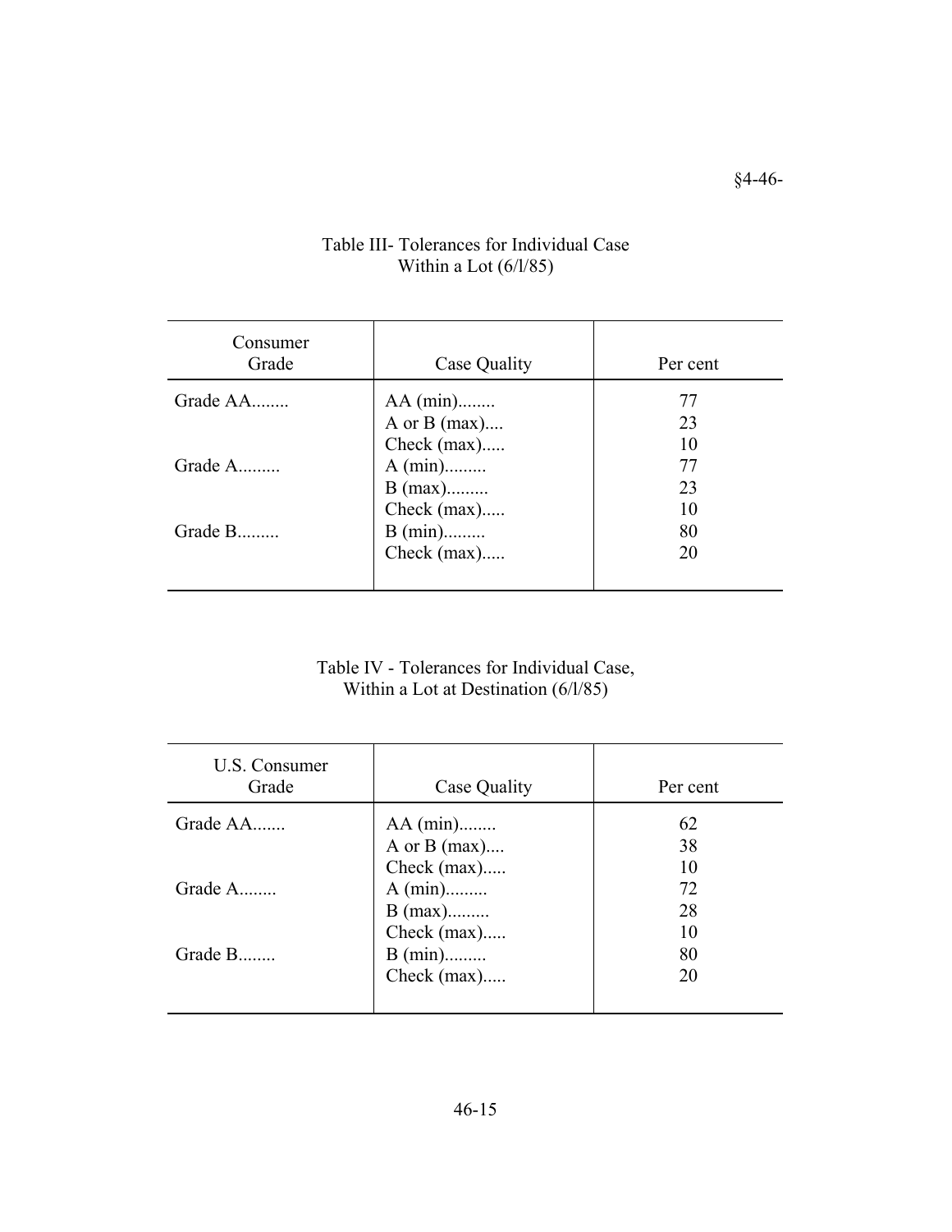Table III- Tolerances for Individual Case
Within a Lot (6/l/85)

| Consumer Grade | Case Quality | Per cent |
|---|---|---|
| Grade AA........ | AA (min)........ | 77 |
| | A or B (max).... | 23 |
| | Check (max)..... | 10 |
| Grade A......... | A (min)......... | 77 |
| | B (max)......... | 23 |
| | Check (max)..... | 10 |
| Grade B......... | B (min)......... | 80 |
| | Check (max)..... | 20 |

Table IV - Tolerances for Individual Case,
Within a Lot at Destination (6/l/85)

| U.S. Consumer Grade | Case Quality | Per cent |
|---|---|---|
| Grade AA....... | AA (min)........ | 62 |
| | A or B (max).... | 38 |
| | Check (max)..... | 10 |
| Grade A........ | A (min)......... | 72 |
| | B (max)......... | 28 |
| | Check (max)..... | 10 |
| Grade B........ | B (min)......... | 80 |
| | Check (max)..... | 20 |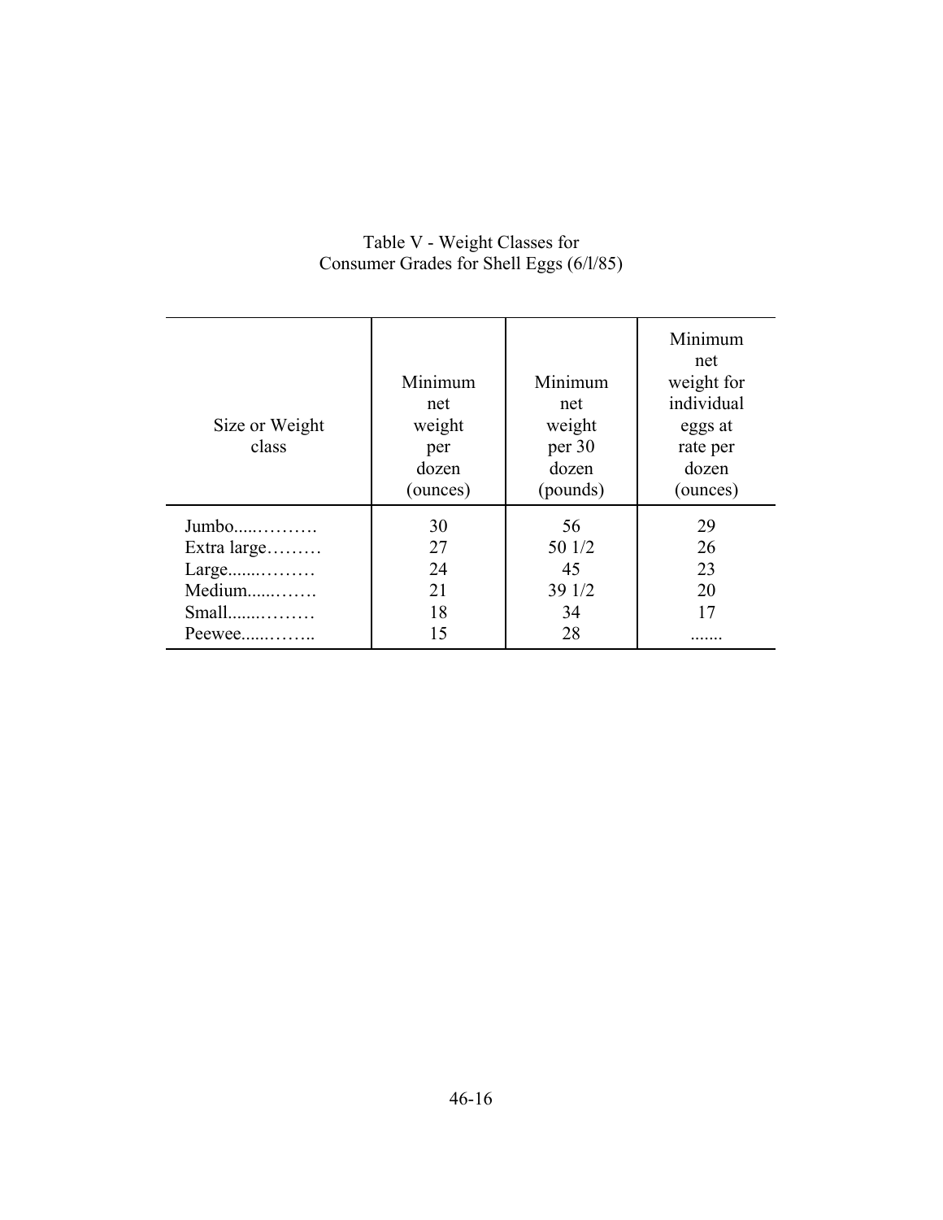Table V - Weight Classes for Consumer Grades for Shell Eggs (6/l/85)

| Size or Weight class | Minimum net weight per dozen (ounces) | Minimum net weight per 30 dozen (pounds) | Minimum net weight for individual eggs at rate per dozen (ounces) |
|---|---|---|---|
| Jumbo.....………. | 30 | 56 | 29 |
| Extra large……… | 27 | 50 1/2 | 26 |
| Large.......……… | 24 | 45 | 23 |
| Medium......……. | 21 | 39 1/2 | 20 |
| Small.......……… | 18 | 34 | 17 |
| Peewee.....…….. | 15 | 28 | ....... |